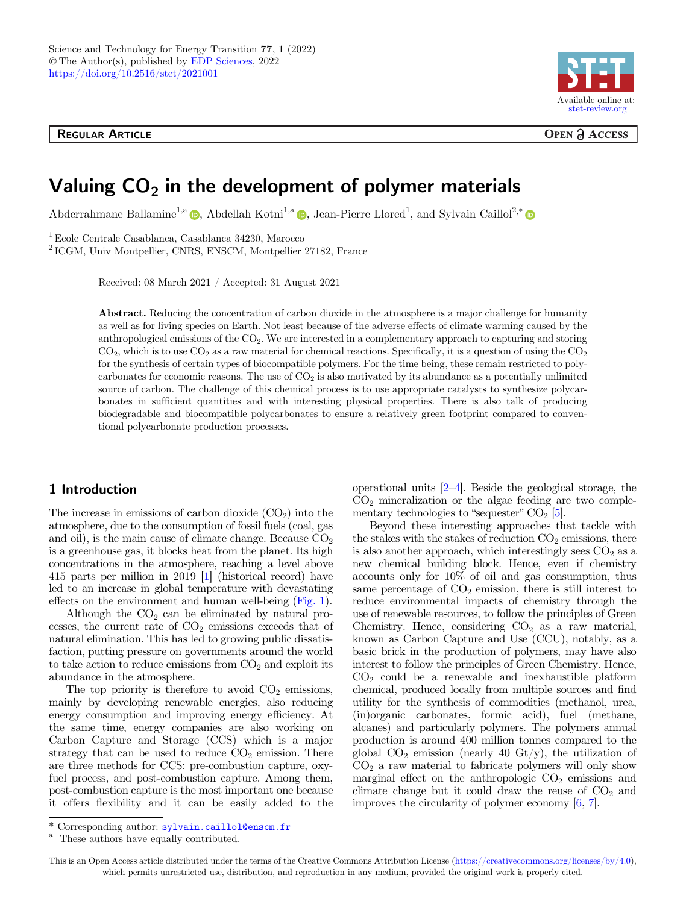REGULAR ARTICLE

OPEN ACCESS

# Valuing $CO_2$ in the development of polymer materials

Abderrahmane Ballamine[1,a], Abdellah Kotni[1,a], Jean-Pierre Llored[1], and Sylvain Caillol[2,*]

[1] Ecole Centrale Casablanca, Casablanca 34230, Marocco

[2] ICGM, Univ Montpellier, CNRS, ENSCM, Montpellier 27182, France

Received: 08 March 2021 / Accepted: 31 August 2021

**Abstract.** Reducing the concentration of carbon dioxide in the atmosphere is a major challenge for humanity as well as for living species on Earth. Not least because of the adverse effects of climate warming caused by the anthropological emissions of the $CO_2$. We are interested in a complementary approach to capturing and storing $CO_2$, which is to use $CO_2$ as a raw material for chemical reactions. Specifically, it is a question of using the $CO_2$ for the synthesis of certain types of biocompatible polymers. For the time being, these remain restricted to polycarbonates for economic reasons. The use of $CO_2$ is also motivated by its abundance as a potentially unlimited source of carbon. The challenge of this chemical process is to use appropriate catalysts to synthesize polycarbonates in sufficient quantities and with interesting physical properties. There is also talk of producing biodegradable and biocompatible polycarbonates to ensure a relatively green footprint compared to conventional polycarbonate production processes.

## 1 Introduction

The increase in emissions of carbon dioxide ($CO_2$) into the atmosphere, due to the consumption of fossil fuels (coal, gas and oil), is the main cause of climate change. Because $CO_2$ is a greenhouse gas, it blocks heat from the planet. Its high concentrations in the atmosphere, reaching a level above 415 parts per million in 2019 [1] (historical record) have led to an increase in global temperature with devastating effects on the environment and human well-being (Fig. 1).

Although the $CO_2$ can be eliminated by natural processes, the current rate of $CO_2$ emissions exceeds that of natural elimination. This has led to growing public dissatisfaction, putting pressure on governments around the world to take action to reduce emissions from $CO_2$ and exploit its abundance in the atmosphere.

The top priority is therefore to avoid $CO_2$ emissions, mainly by developing renewable energies, also reducing energy consumption and improving energy efficiency. At the same time, energy companies are also working on Carbon Capture and Storage (CCS) which is a major strategy that can be used to reduce $CO_2$ emission. There are three methods for CCS: pre-combustion capture, oxy-fuel process, and post-combustion capture. Among them, post-combustion capture is the most important one because it offers flexibility and it can be easily added to the operational units [2–4]. Beside the geological storage, the $CO_2$ mineralization or the algae feeding are two complementary technologies to "sequester" $CO_2$ [5].

Beyond these interesting approaches that tackle with the stakes with the stakes of reduction $CO_2$ emissions, there is also another approach, which interestingly sees $CO_2$ as a new chemical building block. Hence, even if chemistry accounts only for 10% of oil and gas consumption, thus same percentage of $CO_2$ emission, there is still interest to reduce environmental impacts of chemistry through the use of renewable resources, to follow the principles of Green Chemistry. Hence, considering $CO_2$ as a raw material, known as Carbon Capture and Use (CCU), notably, as a basic brick in the production of polymers, may have also interest to follow the principles of Green Chemistry. Hence, $CO_2$ could be a renewable and inexhaustible platform chemical, produced locally from multiple sources and find utility for the synthesis of commodities (methanol, urea, (in)organic carbonates, formic acid), fuel (methane, alcanes) and particularly polymers. The polymers annual production is around 400 million tonnes compared to the global $CO_2$ emission (nearly 40 Gt/y), the utilization of $CO_2$ a raw material to fabricate polymers will only show marginal effect on the anthropologic $CO_2$ emissions and climate change but it could draw the reuse of $CO_2$ and improves the circularity of polymer economy [6, 7].

* Corresponding author: sylvain.caillol@enscm.fr

[a] These authors have equally contributed.

This is an Open Access article distributed under the terms of the Creative Commons Attribution License (https://creativecommons.org/licenses/by/4.0), which permits unrestricted use, distribution, and reproduction in any medium, provided the original work is properly cited.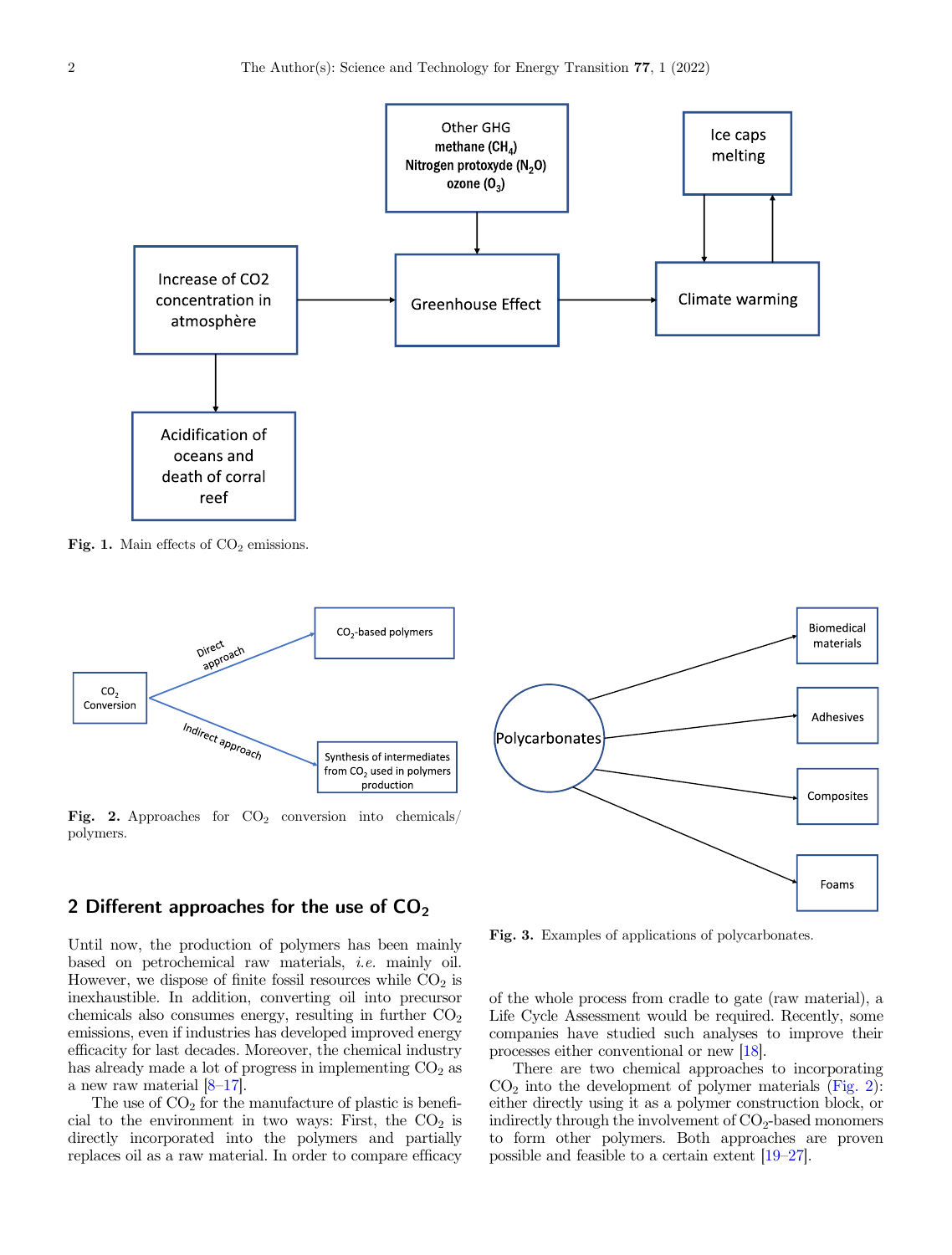Fig. 1. Main effects of $CO_2$ emissions.

Fig. 2. Approaches for $CO_2$ conversion into chemicals/polymers.

Fig. 3. Examples of applications of polycarbonates.

## 2 Different approaches for the use of $CO_2$

Until now, the production of polymers has been mainly based on petrochemical raw materials, *i.e.* mainly oil. However, we dispose of finite fossil resources while $CO_2$ is inexhaustible. In addition, converting oil into precursor chemicals also consumes energy, resulting in further $CO_2$ emissions, even if industries has developed improved energy efficacity for last decades. Moreover, the chemical industry has already made a lot of progress in implementing $CO_2$ as a new raw material [8–17].

The use of $CO_2$ for the manufacture of plastic is beneficial to the environment in two ways: First, the $CO_2$ is directly incorporated into the polymers and partially replaces oil as a raw material. In order to compare efficacy of the whole process from cradle to gate (raw material), a Life Cycle Assessment would be required. Recently, some companies have studied such analyses to improve their processes either conventional or new [18].

There are two chemical approaches to incorporating $CO_2$ into the development of polymer materials (Fig. 2): either directly using it as a polymer construction block, or indirectly through the involvement of $CO_2$-based monomers to form other polymers. Both approaches are proven possible and feasible to a certain extent [19–27].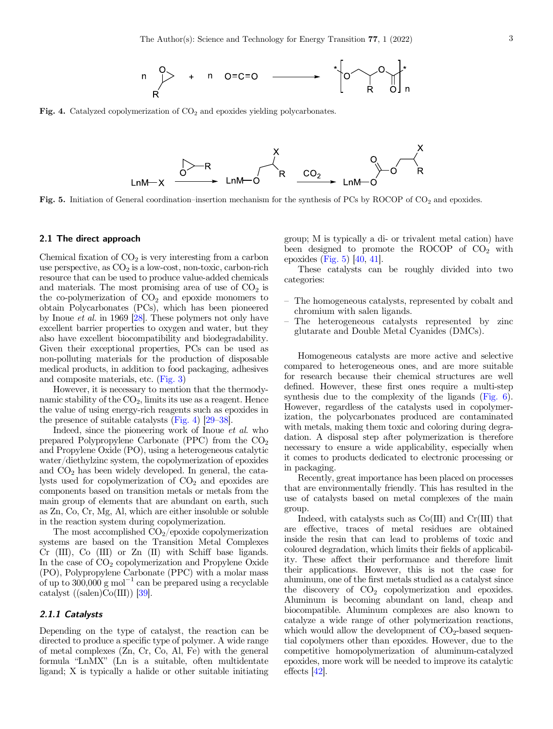Fig. 4. Catalyzed copolymerization of $CO_2$ and epoxides yielding polycarbonates.

Fig. 5. Initiation of General coordination–insertion mechanism for the synthesis of PCs by ROCOP of $CO_2$ and epoxides.

## 2.1 The direct approach

Chemical fixation of $CO_2$ is very interesting from a carbon use perspective, as $CO_2$ is a low-cost, non-toxic, carbon-rich resource that can be used to produce value-added chemicals and materials. The most promising area of use of $CO_2$ is the co-polymerization of $CO_2$ and epoxide monomers to obtain Polycarbonates (PCs), which has been pioneered by Inoue *et al.* in 1969 [28]. These polymers not only have excellent barrier properties to oxygen and water, but they also have excellent biocompatibility and biodegradability. Given their exceptional properties, PCs can be used as non-polluting materials for the production of disposable medical products, in addition to food packaging, adhesives and composite materials, etc. (Fig. 3)

However, it is necessary to mention that the thermodynamic stability of the $CO_2$, limits its use as a reagent. Hence the value of using energy-rich reagents such as epoxides in the presence of suitable catalysts (Fig. 4) [29–38].

Indeed, since the pioneering work of Inoue *et al.* who prepared Polypropylene Carbonate (PPC) from the $CO_2$ and Propylene Oxide (PO), using a heterogeneous catalytic water/diethylzinc system, the copolymerization of epoxides and $CO_2$ has been widely developed. In general, the catalysts used for copolymerization of $CO_2$ and epoxides are components based on transition metals or metals from the main group of elements that are abundant on earth, such as Zn, Co, Cr, Mg, Al, which are either insoluble or soluble in the reaction system during copolymerization.

The most accomplished $CO_2$/epoxide copolymerization systems are based on the Transition Metal Complexes Cr (III), Co (III) or Zn (II) with Schiff base ligands. In the case of $CO_2$ copolymerization and Propylene Oxide (PO), Polypropylene Carbonate (PPC) with a molar mass of up to 300,000 g $mol^{-1}$ can be prepared using a recyclable catalyst ((salen)Co(III)) [39].

### 2.1.1 Catalysts

Depending on the type of catalyst, the reaction can be directed to produce a specific type of polymer. A wide range of metal complexes (Zn, Cr, Co, Al, Fe) with the general formula "LnMX" (Ln is a suitable, often multidentate ligand; X is typically a halide or other suitable initiating group; M is typically a di- or trivalent metal cation) have been designed to promote the ROCOP of $CO_2$ with epoxides (Fig. 5) [40, 41].

These catalysts can be roughly divided into two categories:

- The homogeneous catalysts, represented by cobalt and chromium with salen ligands.
- The heterogeneous catalysts represented by zinc glutarate and Double Metal Cyanides (DMCs).

Homogeneous catalysts are more active and selective compared to heterogeneous ones, and are more suitable for research because their chemical structures are well defined. However, these first ones require a multi-step synthesis due to the complexity of the ligands (Fig. 6). However, regardless of the catalysts used in copolymerization, the polycarbonates produced are contaminated with metals, making them toxic and coloring during degradation. A disposal step after polymerization is therefore necessary to ensure a wide applicability, especially when it comes to products dedicated to electronic processing or in packaging.

Recently, great importance has been placed on processes that are environmentally friendly. This has resulted in the use of catalysts based on metal complexes of the main group.

Indeed, with catalysts such as Co(III) and Cr(III) that are effective, traces of metal residues are obtained inside the resin that can lead to problems of toxic and coloured degradation, which limits their fields of applicability. These affect their performance and therefore limit their applications. However, this is not the case for aluminum, one of the first metals studied as a catalyst since the discovery of $CO_2$ copolymerization and epoxides. Aluminum is becoming abundant on land, cheap and biocompatible. Aluminum complexes are also known to catalyze a wide range of other polymerization reactions, which would allow the development of $CO_2$-based sequential copolymers other than epoxides. However, due to the competitive homopolymerization of aluminum-catalyzed epoxides, more work will be needed to improve its catalytic effects [42].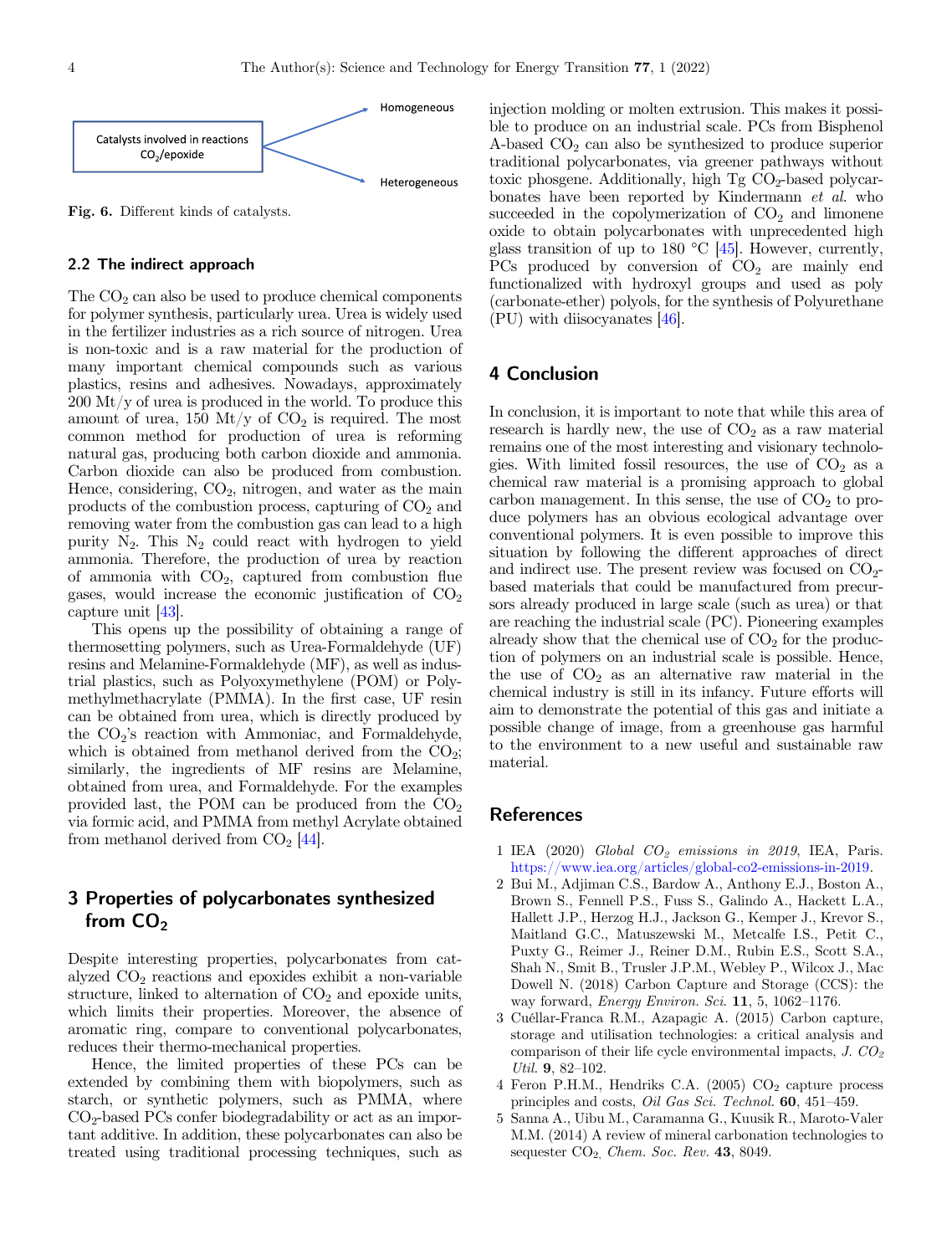Catalysts involved in reactions $CO_2$/epoxide → Homogeneous; Heterogeneous

**Fig. 6.** Different kinds of catalysts.

### 2.2 The indirect approach

The $CO_2$ can also be used to produce chemical components for polymer synthesis, particularly urea. Urea is widely used in the fertilizer industries as a rich source of nitrogen. Urea is non-toxic and is a raw material for the production of many important chemical compounds such as various plastics, resins and adhesives. Nowadays, approximately 200 Mt/y of urea is produced in the world. To produce this amount of urea, 150 Mt/y of $CO_2$ is required. The most common method for production of urea is reforming natural gas, producing both carbon dioxide and ammonia. Carbon dioxide can also be produced from combustion. Hence, considering, $CO_2$, nitrogen, and water as the main products of the combustion process, capturing of $CO_2$ and removing water from the combustion gas can lead to a high purity $N_2$. This $N_2$ could react with hydrogen to yield ammonia. Therefore, the production of urea by reaction of ammonia with $CO_2$, captured from combustion flue gases, would increase the economic justification of $CO_2$ capture unit [43].

This opens up the possibility of obtaining a range of thermosetting polymers, such as Urea-Formaldehyde (UF) resins and Melamine-Formaldehyde (MF), as well as industrial plastics, such as Polyoxymethylene (POM) or Polymethylmethacrylate (PMMA). In the first case, UF resin can be obtained from urea, which is directly produced by the $CO_2$'s reaction with Ammoniac, and Formaldehyde, which is obtained from methanol derived from the $CO_2$; similarly, the ingredients of MF resins are Melamine, obtained from urea, and Formaldehyde. For the examples provided last, the POM can be produced from the $CO_2$ via formic acid, and PMMA from methyl Acrylate obtained from methanol derived from $CO_2$ [44].

## 3 Properties of polycarbonates synthesized from $CO_2$

Despite interesting properties, polycarbonates from catalyzed $CO_2$ reactions and epoxides exhibit a non-variable structure, linked to alternation of $CO_2$ and epoxide units, which limits their properties. Moreover, the absence of aromatic ring, compare to conventional polycarbonates, reduces their thermo-mechanical properties.

Hence, the limited properties of these PCs can be extended by combining them with biopolymers, such as starch, or synthetic polymers, such as PMMA, where $CO_2$-based PCs confer biodegradability or act as an important additive. In addition, these polycarbonates can also be treated using traditional processing techniques, such as injection molding or molten extrusion. This makes it possible to produce on an industrial scale. PCs from Bisphenol A-based $CO_2$ can also be synthesized to produce superior traditional polycarbonates, via greener pathways without toxic phosgene. Additionally, high Tg $CO_2$-based polycarbonates have been reported by Kindermann *et al.* who succeeded in the copolymerization of $CO_2$ and limonene oxide to obtain polycarbonates with unprecedented high glass transition of up to 180 °C [45]. However, currently, PCs produced by conversion of $CO_2$ are mainly end functionalized with hydroxyl groups and used as poly (carbonate-ether) polyols, for the synthesis of Polyurethane (PU) with diisocyanates [46].

## 4 Conclusion

In conclusion, it is important to note that while this area of research is hardly new, the use of $CO_2$ as a raw material remains one of the most interesting and visionary technologies. With limited fossil resources, the use of $CO_2$ as a chemical raw material is a promising approach to global carbon management. In this sense, the use of $CO_2$ to produce polymers has an obvious ecological advantage over conventional polymers. It is even possible to improve this situation by following the different approaches of direct and indirect use. The present review was focused on $CO_2$-based materials that could be manufactured from precursors already produced in large scale (such as urea) or that are reaching the industrial scale (PC). Pioneering examples already show that the chemical use of $CO_2$ for the production of polymers on an industrial scale is possible. Hence, the use of $CO_2$ as an alternative raw material in the chemical industry is still in its infancy. Future efforts will aim to demonstrate the potential of this gas and initiate a possible change of image, from a greenhouse gas harmful to the environment to a new useful and sustainable raw material.

## References

1. IEA (2020) *Global $CO_2$ emissions in 2019*, IEA, Paris. https://www.iea.org/articles/global-co2-emissions-in-2019.
2. Bui M., Adjiman C.S., Bardow A., Anthony E.J., Boston A., Brown S., Fennell P.S., Fuss S., Galindo A., Hackett L.A., Hallett J.P., Herzog H.J., Jackson G., Kemper J., Krevor S., Maitland G.C., Matuszewski M., Metcalfe I.S., Petit C., Puxty G., Reimer J., Reiner D.M., Rubin E.S., Scott S.A., Shah N., Smit B., Trusler J.P.M., Webley P., Wilcox J., Mac Dowell N. (2018) Carbon Capture and Storage (CCS): the way forward, *Energy Environ. Sci.* **11**, 5, 1062–1176.
3. Cuéllar-Franca R.M., Azapagic A. (2015) Carbon capture, storage and utilisation technologies: a critical analysis and comparison of their life cycle environmental impacts, *J. $CO_2$ Util.* **9**, 82–102.
4. Feron P.H.M., Hendriks C.A. (2005) $CO_2$ capture process principles and costs, *Oil Gas Sci. Technol.* **60**, 451–459.
5. Sanna A., Uibu M., Caramanna G., Kuusik R., Maroto-Valer M.M. (2014) A review of mineral carbonation technologies to sequester $CO_2$, *Chem. Soc. Rev.* **43**, 8049.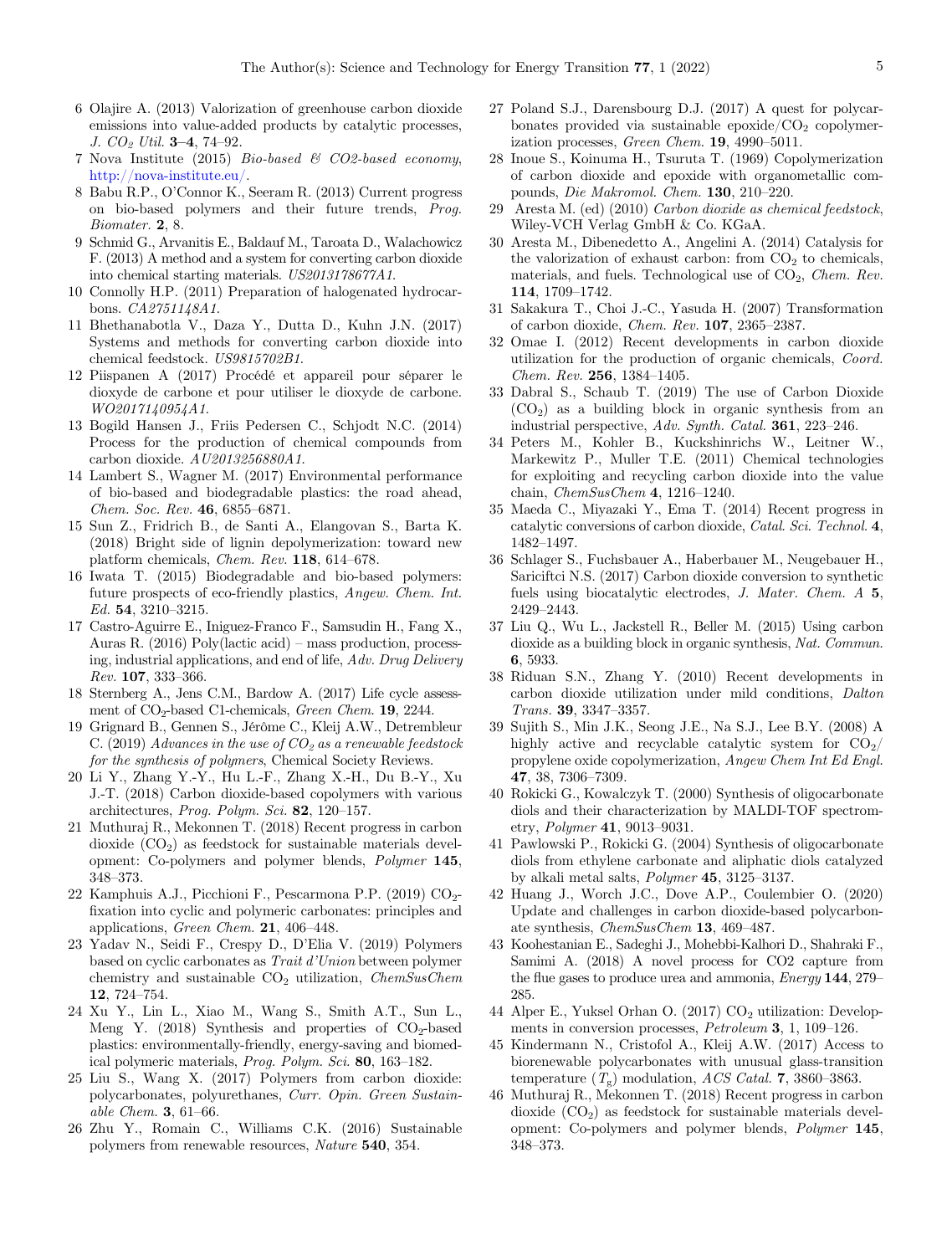6 Olajire A. (2013) Valorization of greenhouse carbon dioxide emissions into value-added products by catalytic processes, *J. $CO_2$ Util.* **3–4**, 74–92.

7 Nova Institute (2015) *Bio-based & CO2-based economy*, http://nova-institute.eu/.

8 Babu R.P., O'Connor K., Seeram R. (2013) Current progress on bio-based polymers and their future trends, *Prog. Biomater.* **2**, 8.

9 Schmid G., Arvanitis E., Baldauf M., Taroata D., Walachowicz F. (2013) A method and a system for converting carbon dioxide into chemical starting materials. *US2013178677A1*.

10 Connolly H.P. (2011) Preparation of halogenated hydrocarbons. *CA2751148A1*.

11 Bhethanabotla V., Daza Y., Dutta D., Kuhn J.N. (2017) Systems and methods for converting carbon dioxide into chemical feedstock. *US9815702B1*.

12 Piispanen A (2017) Procédé et appareil pour séparer le dioxyde de carbone et pour utiliser le dioxyde de carbone. *WO2017140954A1*.

13 Bogild Hansen J., Friis Pedersen C., Schjodt N.C. (2014) Process for the production of chemical compounds from carbon dioxide. *AU2013256880A1*.

14 Lambert S., Wagner M. (2017) Environmental performance of bio-based and biodegradable plastics: the road ahead, *Chem. Soc. Rev.* **46**, 6855–6871.

15 Sun Z., Fridrich B., de Santi A., Elangovan S., Barta K. (2018) Bright side of lignin depolymerization: toward new platform chemicals, *Chem. Rev.* **118**, 614–678.

16 Iwata T. (2015) Biodegradable and bio-based polymers: future prospects of eco-friendly plastics, *Angew. Chem. Int. Ed.* **54**, 3210–3215.

17 Castro-Aguirre E., Iniguez-Franco F., Samsudin H., Fang X., Auras R. (2016) Poly(lactic acid) – mass production, processing, industrial applications, and end of life, *Adv. Drug Delivery Rev.* **107**, 333–366.

18 Sternberg A., Jens C.M., Bardow A. (2017) Life cycle assessment of $CO_2$-based C1-chemicals, *Green Chem.* **19**, 2244.

19 Grignard B., Gennen S., Jérôme C., Kleij A.W., Detrembleur C. (2019) *Advances in the use of $CO_2$ as a renewable feedstock for the synthesis of polymers*, Chemical Society Reviews.

20 Li Y., Zhang Y.-Y., Hu L.-F., Zhang X.-H., Du B.-Y., Xu J.-T. (2018) Carbon dioxide-based copolymers with various architectures, *Prog. Polym. Sci.* **82**, 120–157.

21 Muthuraj R., Mekonnen T. (2018) Recent progress in carbon dioxide ($CO_2$) as feedstock for sustainable materials development: Co-polymers and polymer blends, *Polymer* **145**, 348–373.

22 Kamphuis A.J., Picchioni F., Pescarmona P.P. (2019) $CO_2$-fixation into cyclic and polymeric carbonates: principles and applications, *Green Chem.* **21**, 406–448.

23 Yadav N., Seidi F., Crespy D., D'Elia V. (2019) Polymers based on cyclic carbonates as *Trait d'Union* between polymer chemistry and sustainable $CO_2$ utilization, *ChemSusChem* **12**, 724–754.

24 Xu Y., Lin L., Xiao M., Wang S., Smith A.T., Sun L., Meng Y. (2018) Synthesis and properties of $CO_2$-based plastics: environmentally-friendly, energy-saving and biomedical polymeric materials, *Prog. Polym. Sci.* **80**, 163–182.

25 Liu S., Wang X. (2017) Polymers from carbon dioxide: polycarbonates, polyurethanes, *Curr. Opin. Green Sustainable Chem.* **3**, 61–66.

26 Zhu Y., Romain C., Williams C.K. (2016) Sustainable polymers from renewable resources, *Nature* **540**, 354.

27 Poland S.J., Darensbourg D.J. (2017) A quest for polycarbonates provided via sustainable epoxide/$CO_2$ copolymerization processes, *Green Chem.* **19**, 4990–5011.

28 Inoue S., Koinuma H., Tsuruta T. (1969) Copolymerization of carbon dioxide and epoxide with organometallic compounds, *Die Makromol. Chem.* **130**, 210–220.

29 Aresta M. (ed) (2010) *Carbon dioxide as chemical feedstock*, Wiley-VCH Verlag GmbH & Co. KGaA.

30 Aresta M., Dibenedetto A., Angelini A. (2014) Catalysis for the valorization of exhaust carbon: from $CO_2$ to chemicals, materials, and fuels. Technological use of $CO_2$, *Chem. Rev.* **114**, 1709–1742.

31 Sakakura T., Choi J.-C., Yasuda H. (2007) Transformation of carbon dioxide, *Chem. Rev.* **107**, 2365–2387.

32 Omae I. (2012) Recent developments in carbon dioxide utilization for the production of organic chemicals, *Coord. Chem. Rev.* **256**, 1384–1405.

33 Dabral S., Schaub T. (2019) The use of Carbon Dioxide ($CO_2$) as a building block in organic synthesis from an industrial perspective, *Adv. Synth. Catal.* **361**, 223–246.

34 Peters M., Kohler B., Kuckshinrichs W., Leitner W., Markewitz P., Muller T.E. (2011) Chemical technologies for exploiting and recycling carbon dioxide into the value chain, *ChemSusChem* **4**, 1216–1240.

35 Maeda C., Miyazaki Y., Ema T. (2014) Recent progress in catalytic conversions of carbon dioxide, *Catal. Sci. Technol.* **4**, 1482–1497.

36 Schlager S., Fuchsbauer A., Haberbauer M., Neugebauer H., Sariciftci N.S. (2017) Carbon dioxide conversion to synthetic fuels using biocatalytic electrodes, *J. Mater. Chem. A* **5**, 2429–2443.

37 Liu Q., Wu L., Jackstell R., Beller M. (2015) Using carbon dioxide as a building block in organic synthesis, *Nat. Commun.* **6**, 5933.

38 Riduan S.N., Zhang Y. (2010) Recent developments in carbon dioxide utilization under mild conditions, *Dalton Trans.* **39**, 3347–3357.

39 Sujith S., Min J.K., Seong J.E., Na S.J., Lee B.Y. (2008) A highly active and recyclable catalytic system for $CO_2$/propylene oxide copolymerization, *Angew Chem Int Ed Engl.* **47**, 38, 7306–7309.

40 Rokicki G., Kowalczyk T. (2000) Synthesis of oligocarbonate diols and their characterization by MALDI-TOF spectrometry, *Polymer* **41**, 9013–9031.

41 Pawlowski P., Rokicki G. (2004) Synthesis of oligocarbonate diols from ethylene carbonate and aliphatic diols catalyzed by alkali metal salts, *Polymer* **45**, 3125–3137.

42 Huang J., Worch J.C., Dove A.P., Coulembier O. (2020) Update and challenges in carbon dioxide-based polycarbonate synthesis, *ChemSusChem* **13**, 469–487.

43 Koohestanian E., Sadeghi J., Mohebbi-Kalhori D., Shahraki F., Samimi A. (2018) A novel process for CO2 capture from the flue gases to produce urea and ammonia, *Energy* **144**, 279–285.

44 Alper E., Yuksel Orhan O. (2017) $CO_2$ utilization: Developments in conversion processes, *Petroleum* **3**, 1, 109–126.

45 Kindermann N., Cristofol A., Kleij A.W. (2017) Access to biorenewable polycarbonates with unusual glass-transition temperature ($T_g$) modulation, *ACS Catal.* **7**, 3860–3863.

46 Muthuraj R., Mekonnen T. (2018) Recent progress in carbon dioxide ($CO_2$) as feedstock for sustainable materials development: Co-polymers and polymer blends, *Polymer* **145**, 348–373.